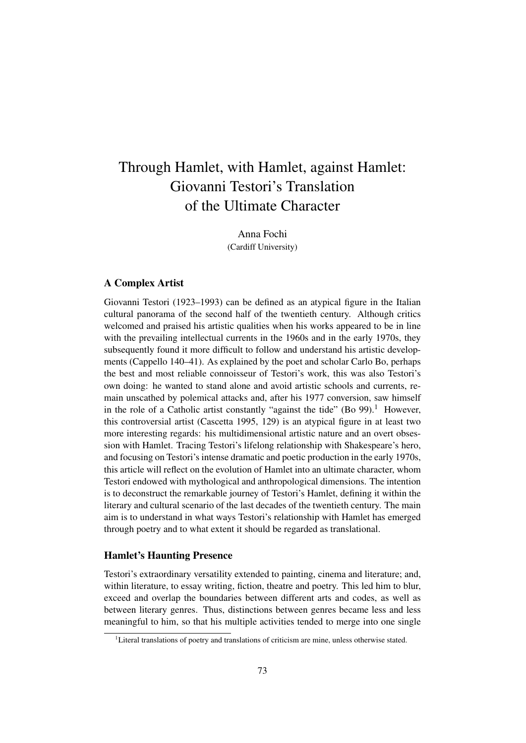# Through Hamlet, with Hamlet, against Hamlet: Giovanni Testori's Translation of the Ultimate Character

Anna Fochi
(Cardiff University)

## A Complex Artist

Giovanni Testori (1923–1993) can be defined as an atypical figure in the Italian cultural panorama of the second half of the twentieth century. Although critics welcomed and praised his artistic qualities when his works appeared to be in line with the prevailing intellectual currents in the 1960s and in the early 1970s, they subsequently found it more difficult to follow and understand his artistic developments (Cappello 140–41). As explained by the poet and scholar Carlo Bo, perhaps the best and most reliable connoisseur of Testori's work, this was also Testori's own doing: he wanted to stand alone and avoid artistic schools and currents, remain unscathed by polemical attacks and, after his 1977 conversion, saw himself in the role of a Catholic artist constantly "against the tide" (Bo 99).[1] However, this controversial artist (Cascetta 1995, 129) is an atypical figure in at least two more interesting regards: his multidimensional artistic nature and an overt obsession with Hamlet. Tracing Testori's lifelong relationship with Shakespeare's hero, and focusing on Testori's intense dramatic and poetic production in the early 1970s, this article will reflect on the evolution of Hamlet into an ultimate character, whom Testori endowed with mythological and anthropological dimensions. The intention is to deconstruct the remarkable journey of Testori's Hamlet, defining it within the literary and cultural scenario of the last decades of the twentieth century. The main aim is to understand in what ways Testori's relationship with Hamlet has emerged through poetry and to what extent it should be regarded as translational.

## Hamlet's Haunting Presence

Testori's extraordinary versatility extended to painting, cinema and literature; and, within literature, to essay writing, fiction, theatre and poetry. This led him to blur, exceed and overlap the boundaries between different arts and codes, as well as between literary genres. Thus, distinctions between genres became less and less meaningful to him, so that his multiple activities tended to merge into one single

[1] Literal translations of poetry and translations of criticism are mine, unless otherwise stated.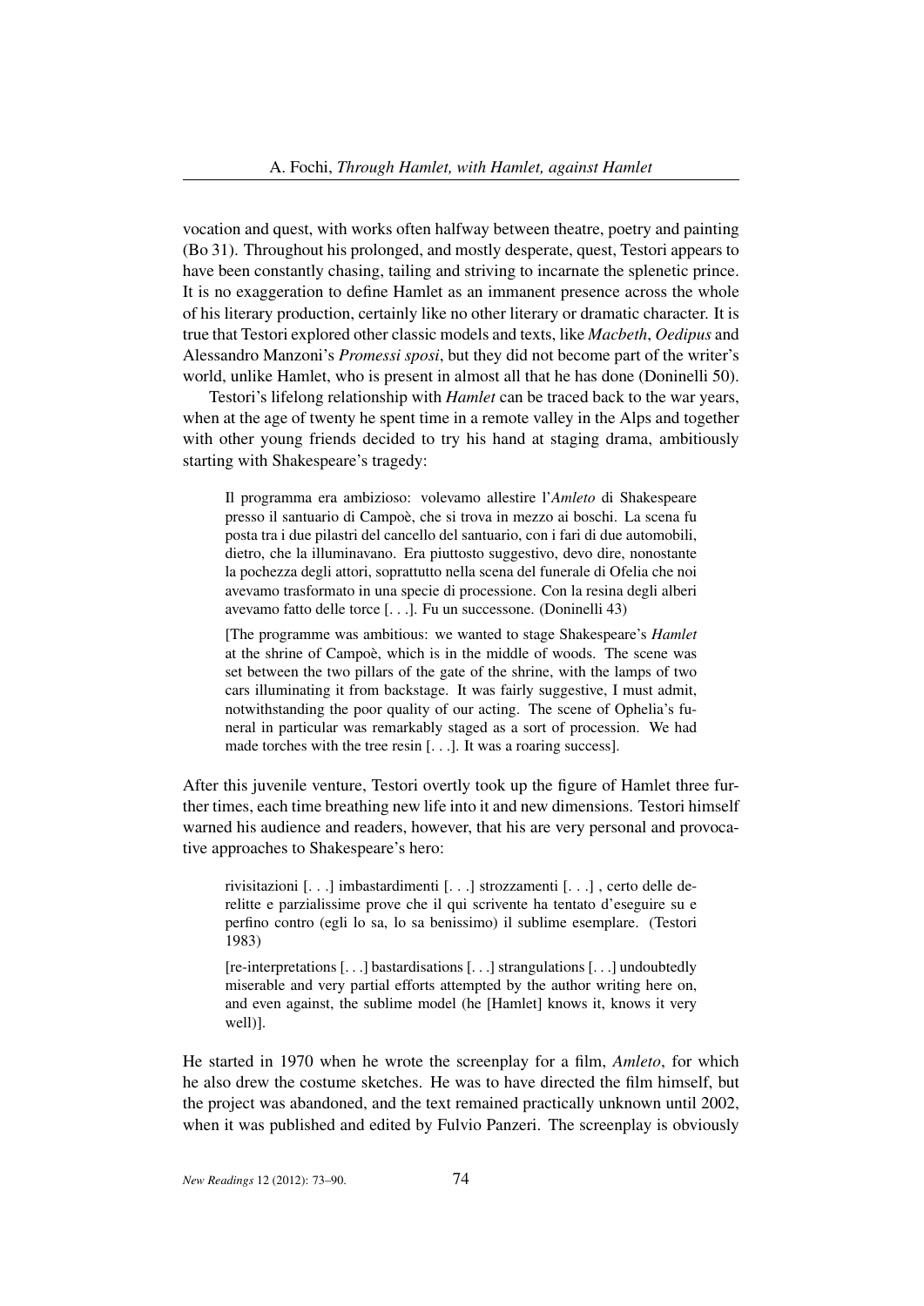vocation and quest, with works often halfway between theatre, poetry and painting (Bo 31). Throughout his prolonged, and mostly desperate, quest, Testori appears to have been constantly chasing, tailing and striving to incarnate the splenetic prince. It is no exaggeration to define Hamlet as an immanent presence across the whole of his literary production, certainly like no other literary or dramatic character. It is true that Testori explored other classic models and texts, like *Macbeth*, *Oedipus* and Alessandro Manzoni's *Promessi sposi*, but they did not become part of the writer's world, unlike Hamlet, who is present in almost all that he has done (Doninelli 50).

Testori's lifelong relationship with *Hamlet* can be traced back to the war years, when at the age of twenty he spent time in a remote valley in the Alps and together with other young friends decided to try his hand at staging drama, ambitiously starting with Shakespeare's tragedy:

> Il programma era ambizioso: volevamo allestire l'*Amleto* di Shakespeare presso il santuario di Campoè, che si trova in mezzo ai boschi. La scena fu posta tra i due pilastri del cancello del santuario, con i fari di due automobili, dietro, che la illuminavano. Era piuttosto suggestivo, devo dire, nonostante la pochezza degli attori, soprattutto nella scena del funerale di Ofelia che noi avevamo trasformato in una specie di processione. Con la resina degli alberi avevamo fatto delle torce [. . .]. Fu un successone. (Doninelli 43)
>
> [The programme was ambitious: we wanted to stage Shakespeare's *Hamlet* at the shrine of Campoè, which is in the middle of woods. The scene was set between the two pillars of the gate of the shrine, with the lamps of two cars illuminating it from backstage. It was fairly suggestive, I must admit, notwithstanding the poor quality of our acting. The scene of Ophelia's funeral in particular was remarkably staged as a sort of procession. We had made torches with the tree resin [. . .]. It was a roaring success].

After this juvenile venture, Testori overtly took up the figure of Hamlet three further times, each time breathing new life into it and new dimensions. Testori himself warned his audience and readers, however, that his are very personal and provocative approaches to Shakespeare's hero:

> rivisitazioni [. . .] imbastardimenti [. . .] strozzamenti [. . .] , certo delle derelitte e parzialissime prove che il qui scrivente ha tentato d'eseguire su e perfino contro (egli lo sa, lo sa benissimo) il sublime esemplare. (Testori 1983)
>
> [re-interpretations [. . .] bastardisations [. . .] strangulations [. . .] undoubtedly miserable and very partial efforts attempted by the author writing here on, and even against, the sublime model (he [Hamlet] knows it, knows it very well)].

He started in 1970 when he wrote the screenplay for a film, *Amleto*, for which he also drew the costume sketches. He was to have directed the film himself, but the project was abandoned, and the text remained practically unknown until 2002, when it was published and edited by Fulvio Panzeri. The screenplay is obviously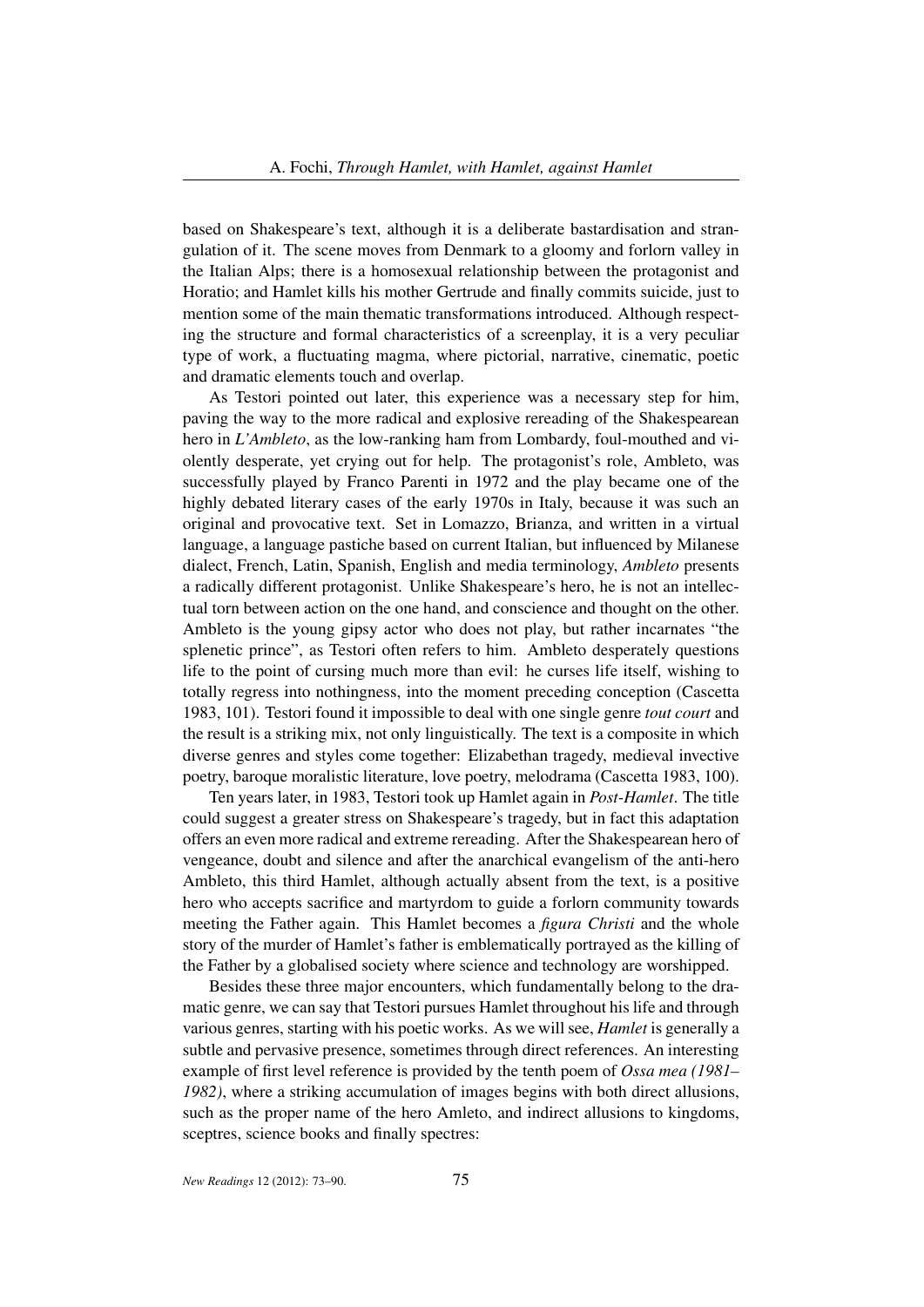based on Shakespeare's text, although it is a deliberate bastardisation and strangulation of it. The scene moves from Denmark to a gloomy and forlorn valley in the Italian Alps; there is a homosexual relationship between the protagonist and Horatio; and Hamlet kills his mother Gertrude and finally commits suicide, just to mention some of the main thematic transformations introduced. Although respecting the structure and formal characteristics of a screenplay, it is a very peculiar type of work, a fluctuating magma, where pictorial, narrative, cinematic, poetic and dramatic elements touch and overlap.

As Testori pointed out later, this experience was a necessary step for him, paving the way to the more radical and explosive rereading of the Shakespearean hero in *L'Ambleto*, as the low-ranking ham from Lombardy, foul-mouthed and violently desperate, yet crying out for help. The protagonist's role, Ambleto, was successfully played by Franco Parenti in 1972 and the play became one of the highly debated literary cases of the early 1970s in Italy, because it was such an original and provocative text. Set in Lomazzo, Brianza, and written in a virtual language, a language pastiche based on current Italian, but influenced by Milanese dialect, French, Latin, Spanish, English and media terminology, *Ambleto* presents a radically different protagonist. Unlike Shakespeare's hero, he is not an intellectual torn between action on the one hand, and conscience and thought on the other. Ambleto is the young gipsy actor who does not play, but rather incarnates "the splenetic prince", as Testori often refers to him. Ambleto desperately questions life to the point of cursing much more than evil: he curses life itself, wishing to totally regress into nothingness, into the moment preceding conception (Cascetta 1983, 101). Testori found it impossible to deal with one single genre *tout court* and the result is a striking mix, not only linguistically. The text is a composite in which diverse genres and styles come together: Elizabethan tragedy, medieval invective poetry, baroque moralistic literature, love poetry, melodrama (Cascetta 1983, 100).

Ten years later, in 1983, Testori took up Hamlet again in *Post-Hamlet*. The title could suggest a greater stress on Shakespeare's tragedy, but in fact this adaptation offers an even more radical and extreme rereading. After the Shakespearean hero of vengeance, doubt and silence and after the anarchical evangelism of the anti-hero Ambleto, this third Hamlet, although actually absent from the text, is a positive hero who accepts sacrifice and martyrdom to guide a forlorn community towards meeting the Father again. This Hamlet becomes a *figura Christi* and the whole story of the murder of Hamlet's father is emblematically portrayed as the killing of the Father by a globalised society where science and technology are worshipped.

Besides these three major encounters, which fundamentally belong to the dramatic genre, we can say that Testori pursues Hamlet throughout his life and through various genres, starting with his poetic works. As we will see, *Hamlet* is generally a subtle and pervasive presence, sometimes through direct references. An interesting example of first level reference is provided by the tenth poem of *Ossa mea (1981–1982)*, where a striking accumulation of images begins with both direct allusions, such as the proper name of the hero Amleto, and indirect allusions to kingdoms, sceptres, science books and finally spectres: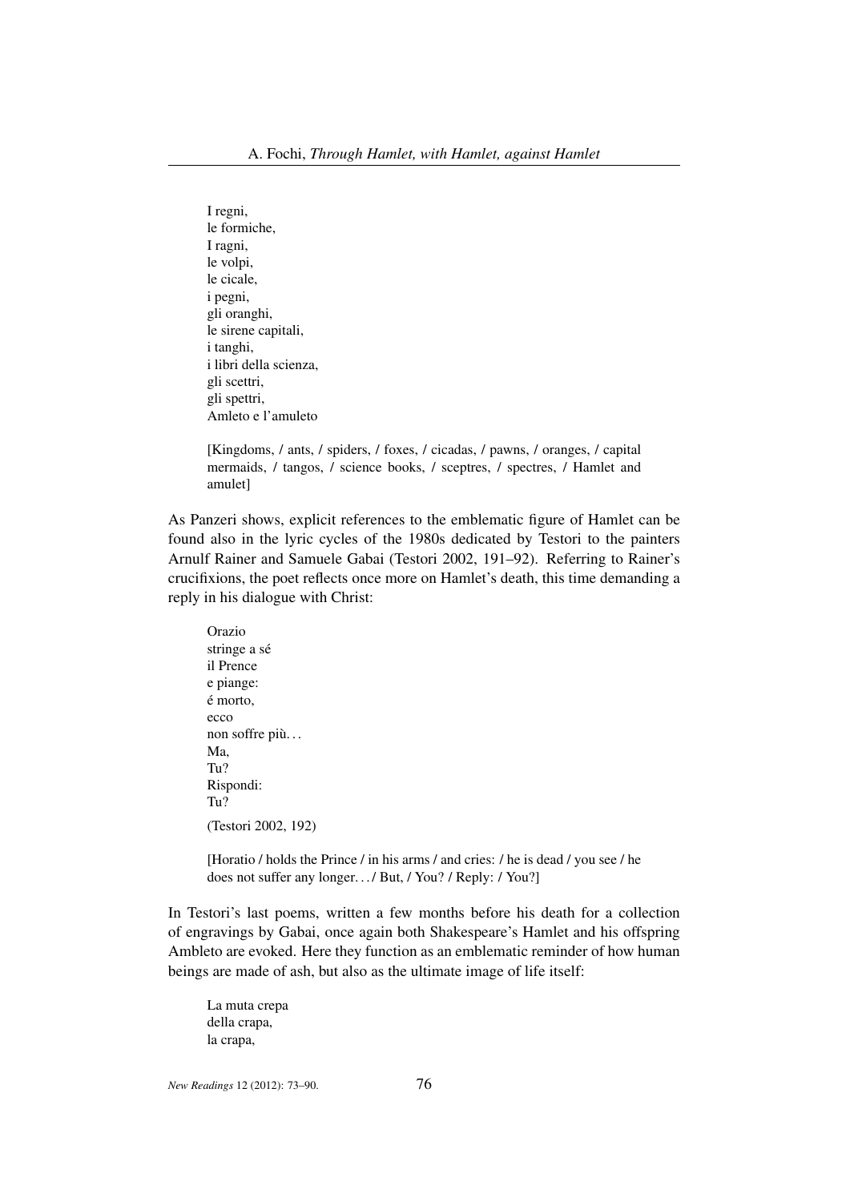I regni,  
le formiche,  
I ragni,  
le volpi,  
le cicale,  
i pegni,  
gli oranghi,  
le sirene capitali,  
i tanghi,  
i libri della scienza,  
gli scettri,  
gli spettri,  
Amleto e l'amuleto

[Kingdoms, / ants, / spiders, / foxes, / cicadas, / pawns, / oranges, / capital mermaids, / tangos, / science books, / sceptres, / spectres, / Hamlet and amulet]

As Panzeri shows, explicit references to the emblematic figure of Hamlet can be found also in the lyric cycles of the 1980s dedicated by Testori to the painters Arnulf Rainer and Samuele Gabai (Testori 2002, 191–92). Referring to Rainer's crucifixions, the poet reflects once more on Hamlet's death, this time demanding a reply in his dialogue with Christ:

Orazio  
stringe a sé  
il Prence  
e piange:  
é morto,  
ecco  
non soffre più. . .  
Ma,  
Tu?  
Rispondi:  
Tu?

(Testori 2002, 192)

[Horatio / holds the Prince / in his arms / and cries: / he is dead / you see / he does not suffer any longer. . . / But, / You? / Reply: / You?]

In Testori's last poems, written a few months before his death for a collection of engravings by Gabai, once again both Shakespeare's Hamlet and his offspring Ambleto are evoked. Here they function as an emblematic reminder of how human beings are made of ash, but also as the ultimate image of life itself:

La muta crepa  
della crapa,  
la crapa,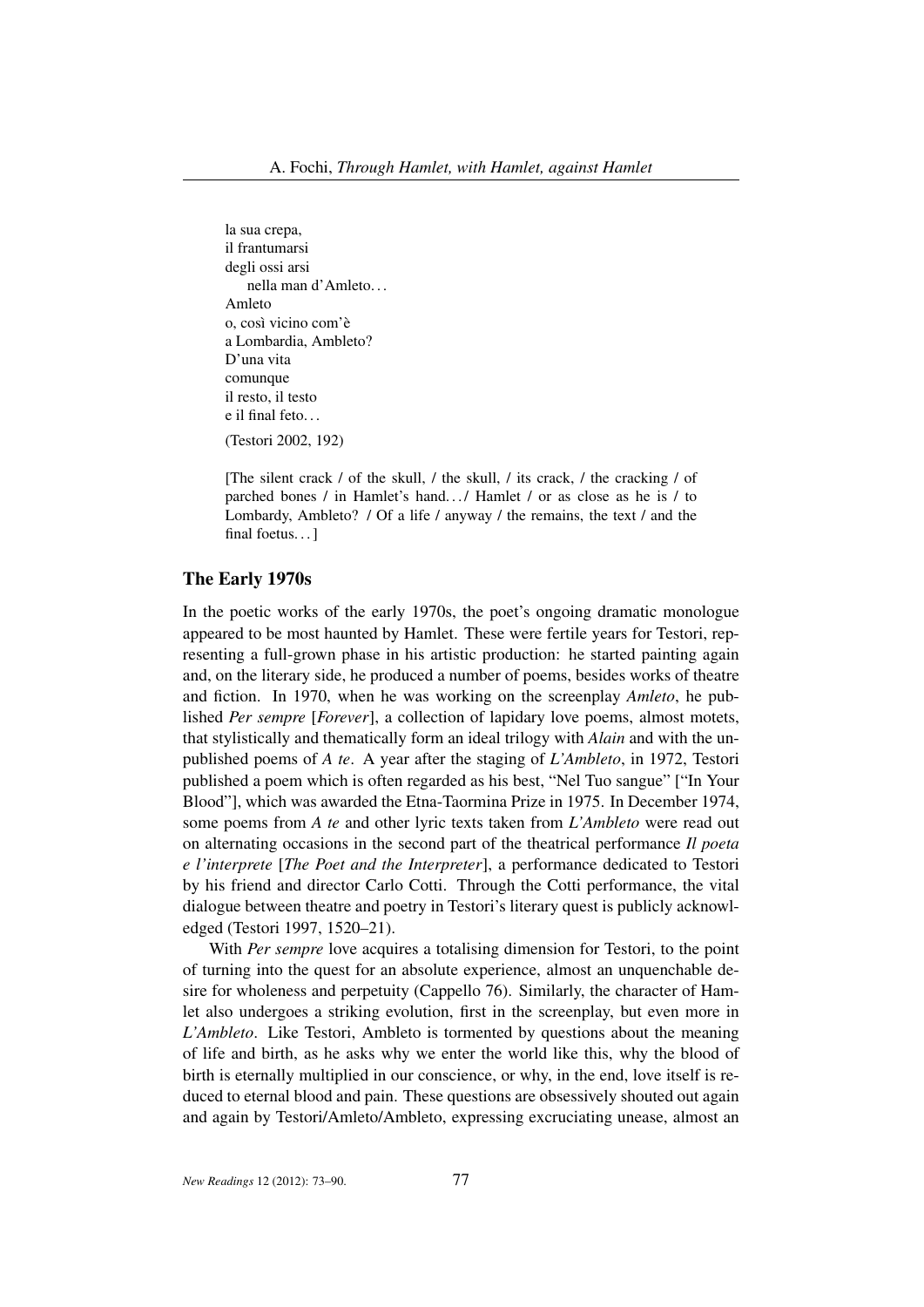la sua crepa,  
il frantumarsi  
degli ossi arsi  
  nella man d'Amleto…  
Amleto  
o, così vicino com'è  
a Lombardia, Ambleto?  
D'una vita  
comunque  
il resto, il testo  
e il final feto…

(Testori 2002, 192)

[The silent crack / of the skull, / the skull, / its crack, / the cracking / of parched bones / in Hamlet's hand… / Hamlet / or as close as he is / to Lombardy, Ambleto? / Of a life / anyway / the remains, the text / and the final foetus…]

## The Early 1970s

In the poetic works of the early 1970s, the poet's ongoing dramatic monologue appeared to be most haunted by Hamlet. These were fertile years for Testori, representing a full-grown phase in his artistic production: he started painting again and, on the literary side, he produced a number of poems, besides works of theatre and fiction. In 1970, when he was working on the screenplay *Amleto*, he published *Per sempre* [*Forever*], a collection of lapidary love poems, almost motets, that stylistically and thematically form an ideal trilogy with *Alain* and with the unpublished poems of *A te*. A year after the staging of *L'Ambleto*, in 1972, Testori published a poem which is often regarded as his best, "Nel Tuo sangue" ["In Your Blood"], which was awarded the Etna-Taormina Prize in 1975. In December 1974, some poems from *A te* and other lyric texts taken from *L'Ambleto* were read out on alternating occasions in the second part of the theatrical performance *Il poeta e l'interprete* [*The Poet and the Interpreter*], a performance dedicated to Testori by his friend and director Carlo Cotti. Through the Cotti performance, the vital dialogue between theatre and poetry in Testori's literary quest is publicly acknowledged (Testori 1997, 1520–21).

With *Per sempre* love acquires a totalising dimension for Testori, to the point of turning into the quest for an absolute experience, almost an unquenchable desire for wholeness and perpetuity (Cappello 76). Similarly, the character of Hamlet also undergoes a striking evolution, first in the screenplay, but even more in *L'Ambleto*. Like Testori, Ambleto is tormented by questions about the meaning of life and birth, as he asks why we enter the world like this, why the blood of birth is eternally multiplied in our conscience, or why, in the end, love itself is reduced to eternal blood and pain. These questions are obsessively shouted out again and again by Testori/Amleto/Ambleto, expressing excruciating unease, almost an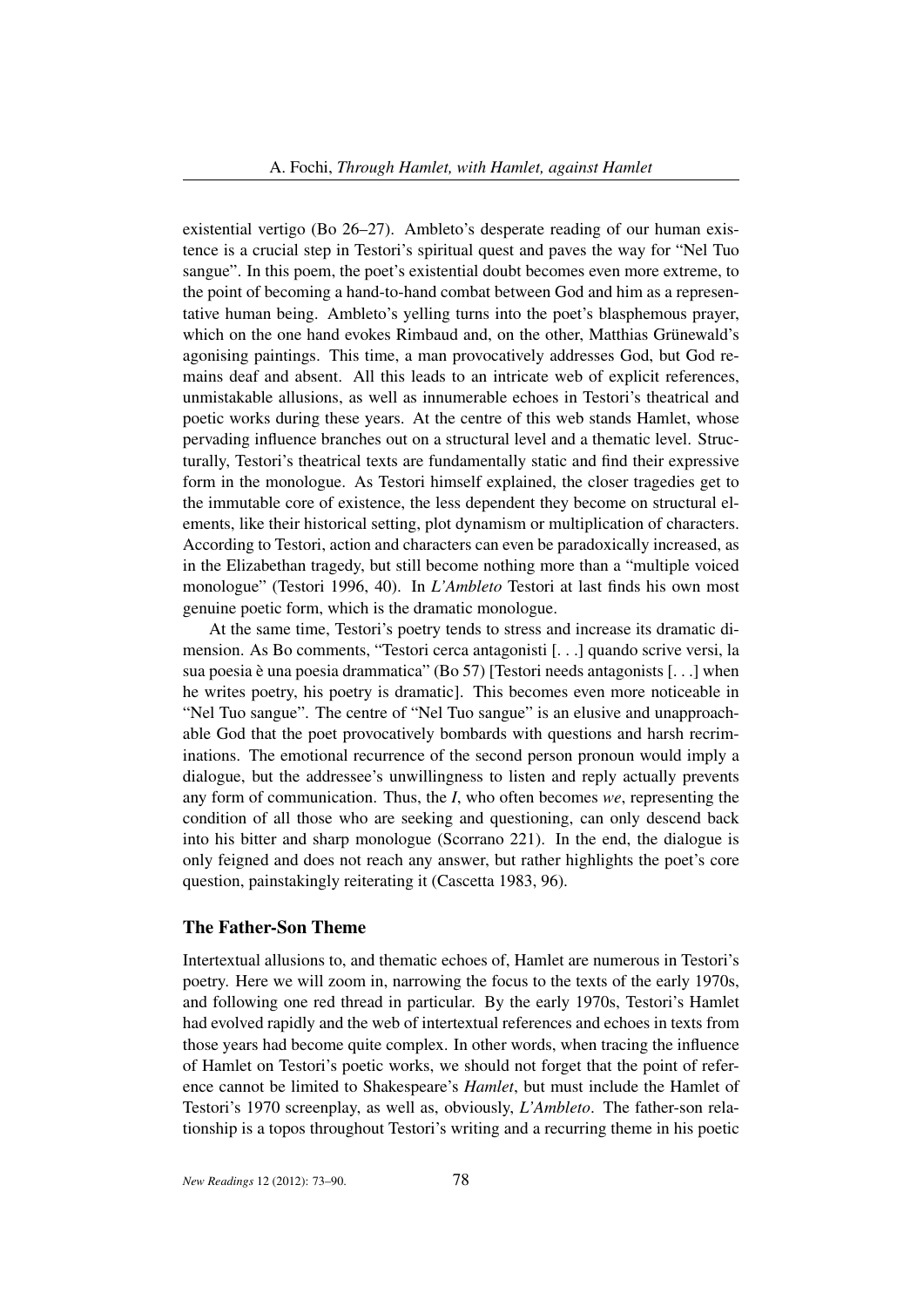existential vertigo (Bo 26–27). Ambleto's desperate reading of our human existence is a crucial step in Testori's spiritual quest and paves the way for "Nel Tuo sangue". In this poem, the poet's existential doubt becomes even more extreme, to the point of becoming a hand-to-hand combat between God and him as a representative human being. Ambleto's yelling turns into the poet's blasphemous prayer, which on the one hand evokes Rimbaud and, on the other, Matthias Grünewald's agonising paintings. This time, a man provocatively addresses God, but God remains deaf and absent. All this leads to an intricate web of explicit references, unmistakable allusions, as well as innumerable echoes in Testori's theatrical and poetic works during these years. At the centre of this web stands Hamlet, whose pervading influence branches out on a structural level and a thematic level. Structurally, Testori's theatrical texts are fundamentally static and find their expressive form in the monologue. As Testori himself explained, the closer tragedies get to the immutable core of existence, the less dependent they become on structural elements, like their historical setting, plot dynamism or multiplication of characters. According to Testori, action and characters can even be paradoxically increased, as in the Elizabethan tragedy, but still become nothing more than a "multiple voiced monologue" (Testori 1996, 40). In *L'Ambleto* Testori at last finds his own most genuine poetic form, which is the dramatic monologue.

At the same time, Testori's poetry tends to stress and increase its dramatic dimension. As Bo comments, "Testori cerca antagonisti [. . .] quando scrive versi, la sua poesia è una poesia drammatica" (Bo 57) [Testori needs antagonists [. . .] when he writes poetry, his poetry is dramatic]. This becomes even more noticeable in "Nel Tuo sangue". The centre of "Nel Tuo sangue" is an elusive and unapproachable God that the poet provocatively bombards with questions and harsh recriminations. The emotional recurrence of the second person pronoun would imply a dialogue, but the addressee's unwillingness to listen and reply actually prevents any form of communication. Thus, the *I*, who often becomes *we*, representing the condition of all those who are seeking and questioning, can only descend back into his bitter and sharp monologue (Scorrano 221). In the end, the dialogue is only feigned and does not reach any answer, but rather highlights the poet's core question, painstakingly reiterating it (Cascetta 1983, 96).

## The Father-Son Theme

Intertextual allusions to, and thematic echoes of, Hamlet are numerous in Testori's poetry. Here we will zoom in, narrowing the focus to the texts of the early 1970s, and following one red thread in particular. By the early 1970s, Testori's Hamlet had evolved rapidly and the web of intertextual references and echoes in texts from those years had become quite complex. In other words, when tracing the influence of Hamlet on Testori's poetic works, we should not forget that the point of reference cannot be limited to Shakespeare's *Hamlet*, but must include the Hamlet of Testori's 1970 screenplay, as well as, obviously, *L'Ambleto*. The father-son relationship is a topos throughout Testori's writing and a recurring theme in his poetic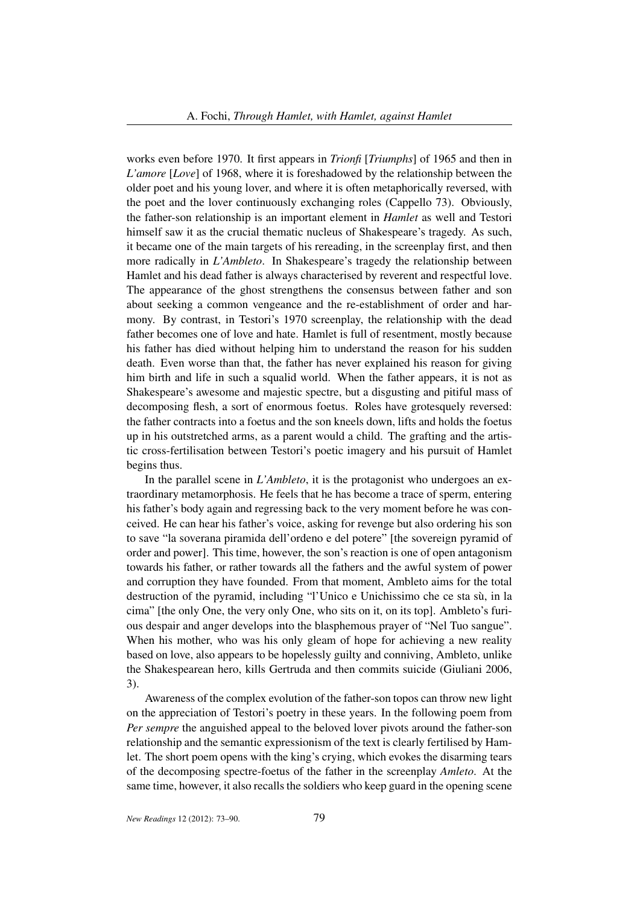works even before 1970. It first appears in *Trionfi* [*Triumphs*] of 1965 and then in *L'amore* [*Love*] of 1968, where it is foreshadowed by the relationship between the older poet and his young lover, and where it is often metaphorically reversed, with the poet and the lover continuously exchanging roles (Cappello 73). Obviously, the father-son relationship is an important element in *Hamlet* as well and Testori himself saw it as the crucial thematic nucleus of Shakespeare's tragedy. As such, it became one of the main targets of his rereading, in the screenplay first, and then more radically in *L'Ambleto*. In Shakespeare's tragedy the relationship between Hamlet and his dead father is always characterised by reverent and respectful love. The appearance of the ghost strengthens the consensus between father and son about seeking a common vengeance and the re-establishment of order and harmony. By contrast, in Testori's 1970 screenplay, the relationship with the dead father becomes one of love and hate. Hamlet is full of resentment, mostly because his father has died without helping him to understand the reason for his sudden death. Even worse than that, the father has never explained his reason for giving him birth and life in such a squalid world. When the father appears, it is not as Shakespeare's awesome and majestic spectre, but a disgusting and pitiful mass of decomposing flesh, a sort of enormous foetus. Roles have grotesquely reversed: the father contracts into a foetus and the son kneels down, lifts and holds the foetus up in his outstretched arms, as a parent would a child. The grafting and the artistic cross-fertilisation between Testori's poetic imagery and his pursuit of Hamlet begins thus.

In the parallel scene in *L'Ambleto*, it is the protagonist who undergoes an extraordinary metamorphosis. He feels that he has become a trace of sperm, entering his father's body again and regressing back to the very moment before he was conceived. He can hear his father's voice, asking for revenge but also ordering his son to save "la soverana piramida dell'ordeno e del potere" [the sovereign pyramid of order and power]. This time, however, the son's reaction is one of open antagonism towards his father, or rather towards all the fathers and the awful system of power and corruption they have founded. From that moment, Ambleto aims for the total destruction of the pyramid, including "l'Unico e Unichissimo che ce sta sù, in la cima" [the only One, the very only One, who sits on it, on its top]. Ambleto's furious despair and anger develops into the blasphemous prayer of "Nel Tuo sangue". When his mother, who was his only gleam of hope for achieving a new reality based on love, also appears to be hopelessly guilty and conniving, Ambleto, unlike the Shakespearean hero, kills Gertruda and then commits suicide (Giuliani 2006, 3).

Awareness of the complex evolution of the father-son topos can throw new light on the appreciation of Testori's poetry in these years. In the following poem from *Per sempre* the anguished appeal to the beloved lover pivots around the father-son relationship and the semantic expressionism of the text is clearly fertilised by Hamlet. The short poem opens with the king's crying, which evokes the disarming tears of the decomposing spectre-foetus of the father in the screenplay *Amleto*. At the same time, however, it also recalls the soldiers who keep guard in the opening scene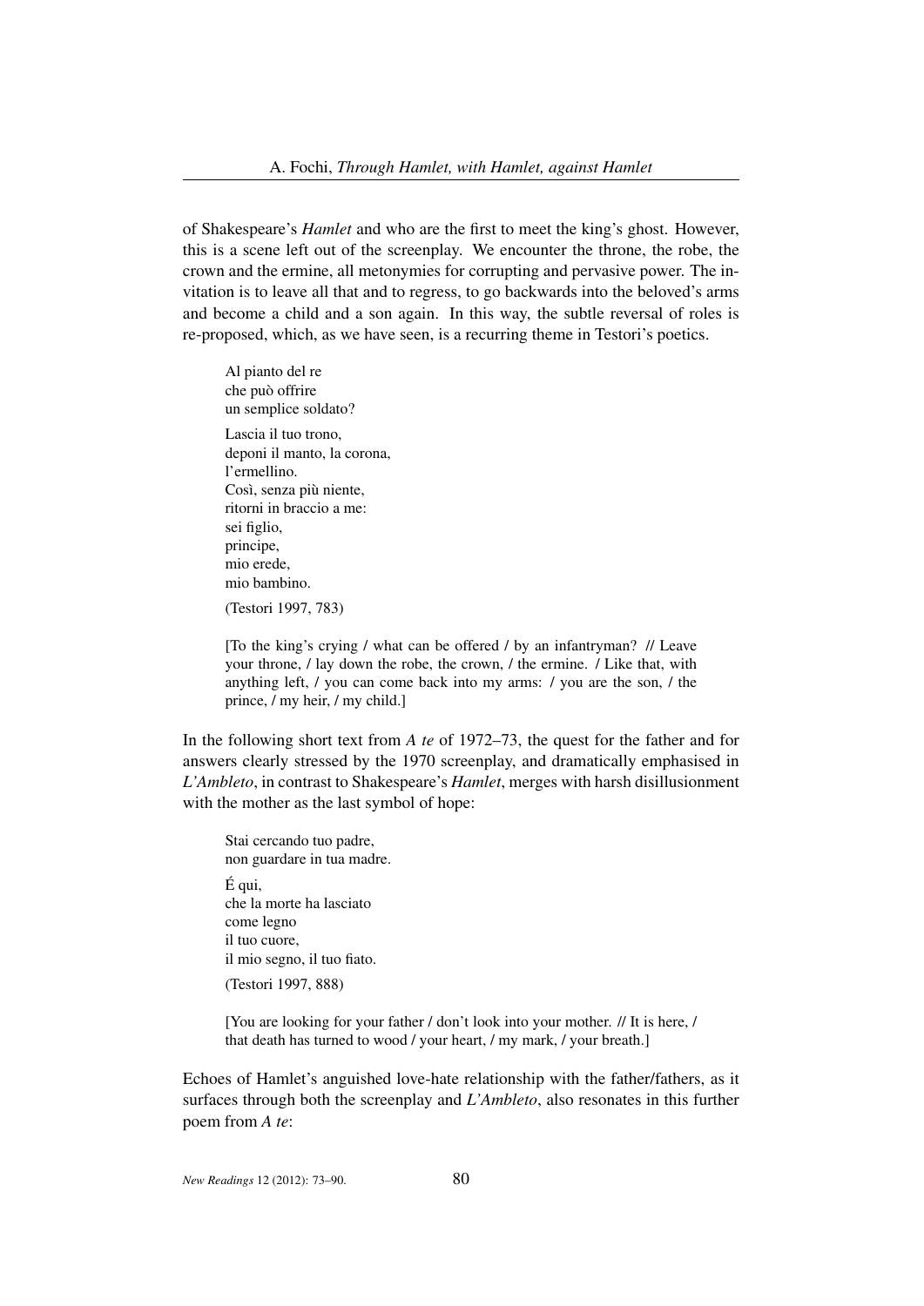of Shakespeare's *Hamlet* and who are the first to meet the king's ghost. However, this is a scene left out of the screenplay. We encounter the throne, the robe, the crown and the ermine, all metonymies for corrupting and pervasive power. The invitation is to leave all that and to regress, to go backwards into the beloved's arms and become a child and a son again. In this way, the subtle reversal of roles is re-proposed, which, as we have seen, is a recurring theme in Testori's poetics.

> Al pianto del re
> che può offrire
> un semplice soldato?
>
> Lascia il tuo trono,
> deponi il manto, la corona,
> l'ermellino.
> Così, senza più niente,
> ritorni in braccio a me:
> sei figlio,
> principe,
> mio erede,
> mio bambino.
>
> (Testori 1997, 783)
>
> [To the king's crying / what can be offered / by an infantryman? // Leave your throne, / lay down the robe, the crown, / the ermine. / Like that, with anything left, / you can come back into my arms: / you are the son, / the prince, / my heir, / my child.]

In the following short text from *A te* of 1972–73, the quest for the father and for answers clearly stressed by the 1970 screenplay, and dramatically emphasised in *L'Ambleto*, in contrast to Shakespeare's *Hamlet*, merges with harsh disillusionment with the mother as the last symbol of hope:

> Stai cercando tuo padre,
> non guardare in tua madre.
>
> É qui,
> che la morte ha lasciato
> come legno
> il tuo cuore,
> il mio segno, il tuo fiato.
>
> (Testori 1997, 888)
>
> [You are looking for your father / don't look into your mother. // It is here, / that death has turned to wood / your heart, / my mark, / your breath.]

Echoes of Hamlet's anguished love-hate relationship with the father/fathers, as it surfaces through both the screenplay and *L'Ambleto*, also resonates in this further poem from *A te*: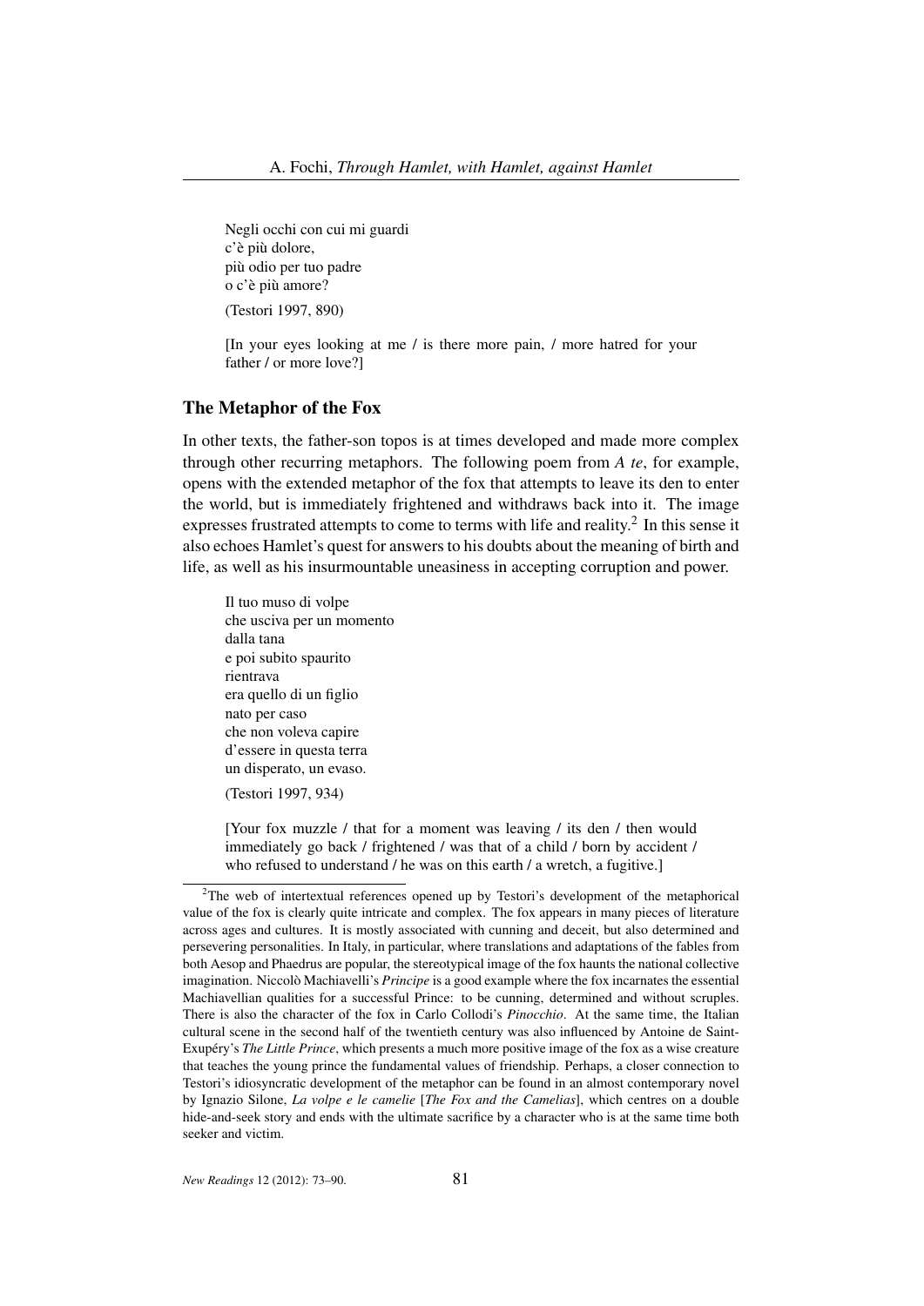Negli occhi con cui mi guardi  
c'è più dolore,  
più odio per tuo padre  
o c'è più amore?

(Testori 1997, 890)

[In your eyes looking at me / is there more pain, / more hatred for your father / or more love?]

## The Metaphor of the Fox

In other texts, the father-son topos is at times developed and made more complex through other recurring metaphors. The following poem from *A te*, for example, opens with the extended metaphor of the fox that attempts to leave its den to enter the world, but is immediately frightened and withdraws back into it. The image expresses frustrated attempts to come to terms with life and reality.[2] In this sense it also echoes Hamlet's quest for answers to his doubts about the meaning of birth and life, as well as his insurmountable uneasiness in accepting corruption and power.

Il tuo muso di volpe  
che usciva per un momento  
dalla tana  
e poi subito spaurito  
rientrava  
era quello di un figlio  
nato per caso  
che non voleva capire  
d'essere in questa terra  
un disperato, un evaso.

(Testori 1997, 934)

[Your fox muzzle / that for a moment was leaving / its den / then would immediately go back / frightened / was that of a child / born by accident / who refused to understand / he was on this earth / a wretch, a fugitive.]

---

[2] The web of intertextual references opened up by Testori's development of the metaphorical value of the fox is clearly quite intricate and complex. The fox appears in many pieces of literature across ages and cultures. It is mostly associated with cunning and deceit, but also determined and persevering personalities. In Italy, in particular, where translations and adaptations of the fables from both Aesop and Phaedrus are popular, the stereotypical image of the fox haunts the national collective imagination. Niccolò Machiavelli's *Principe* is a good example where the fox incarnates the essential Machiavellian qualities for a successful Prince: to be cunning, determined and without scruples. There is also the character of the fox in Carlo Collodi's *Pinocchio*. At the same time, the Italian cultural scene in the second half of the twentieth century was also influenced by Antoine de Saint-Exupéry's *The Little Prince*, which presents a much more positive image of the fox as a wise creature that teaches the young prince the fundamental values of friendship. Perhaps, a closer connection to Testori's idiosyncratic development of the metaphor can be found in an almost contemporary novel by Ignazio Silone, *La volpe e le camelie* [*The Fox and the Camelias*], which centres on a double hide-and-seek story and ends with the ultimate sacrifice by a character who is at the same time both seeker and victim.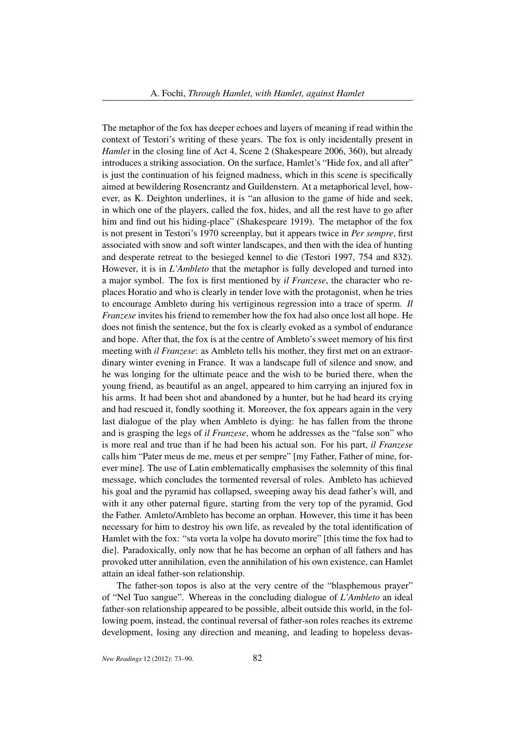The metaphor of the fox has deeper echoes and layers of meaning if read within the context of Testori's writing of these years. The fox is only incidentally present in *Hamlet* in the closing line of Act 4, Scene 2 (Shakespeare 2006, 360), but already introduces a striking association. On the surface, Hamlet's "Hide fox, and all after" is just the continuation of his feigned madness, which in this scene is specifically aimed at bewildering Rosencrantz and Guildenstern. At a metaphorical level, however, as K. Deighton underlines, it is "an allusion to the game of hide and seek, in which one of the players, called the fox, hides, and all the rest have to go after him and find out his hiding-place" (Shakespeare 1919). The metaphor of the fox is not present in Testori's 1970 screenplay, but it appears twice in *Per sempre*, first associated with snow and soft winter landscapes, and then with the idea of hunting and desperate retreat to the besieged kennel to die (Testori 1997, 754 and 832). However, it is in *L'Ambleto* that the metaphor is fully developed and turned into a major symbol. The fox is first mentioned by *il Franzese*, the character who replaces Horatio and who is clearly in tender love with the protagonist, when he tries to encourage Ambleto during his vertiginous regression into a trace of sperm. *Il Franzese* invites his friend to remember how the fox had also once lost all hope. He does not finish the sentence, but the fox is clearly evoked as a symbol of endurance and hope. After that, the fox is at the centre of Ambleto's sweet memory of his first meeting with *il Franzese*: as Ambleto tells his mother, they first met on an extraordinary winter evening in France. It was a landscape full of silence and snow, and he was longing for the ultimate peace and the wish to be buried there, when the young friend, as beautiful as an angel, appeared to him carrying an injured fox in his arms. It had been shot and abandoned by a hunter, but he had heard its crying and had rescued it, fondly soothing it. Moreover, the fox appears again in the very last dialogue of the play when Ambleto is dying: he has fallen from the throne and is grasping the legs of *il Franzese*, whom he addresses as the "false son" who is more real and true than if he had been his actual son. For his part, *il Franzese* calls him "Pater meus de me, meus et per sempre" [my Father, Father of mine, forever mine]. The use of Latin emblematically emphasises the solemnity of this final message, which concludes the tormented reversal of roles. Ambleto has achieved his goal and the pyramid has collapsed, sweeping away his dead father's will, and with it any other paternal figure, starting from the very top of the pyramid, God the Father. Amleto/Ambleto has become an orphan. However, this time it has been necessary for him to destroy his own life, as revealed by the total identification of Hamlet with the fox: "sta vorta la volpe ha dovuto morire" [this time the fox had to die]. Paradoxically, only now that he has become an orphan of all fathers and has provoked utter annihilation, even the annihilation of his own existence, can Hamlet attain an ideal father-son relationship.

The father-son topos is also at the very centre of the "blasphemous prayer" of "Nel Tuo sangue". Whereas in the concluding dialogue of *L'Ambleto* an ideal father-son relationship appeared to be possible, albeit outside this world, in the following poem, instead, the continual reversal of father-son roles reaches its extreme development, losing any direction and meaning, and leading to hopeless devas-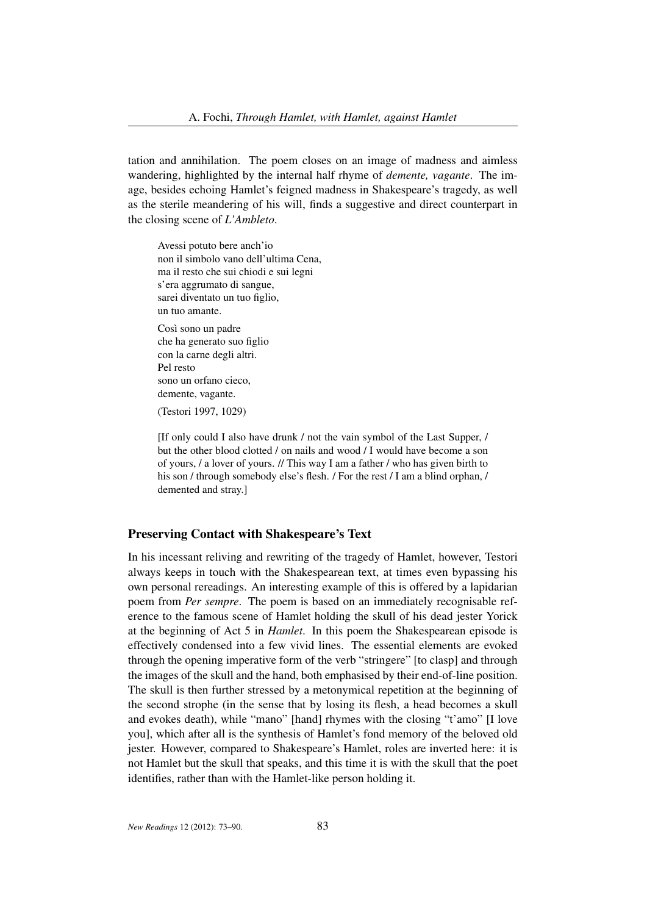tation and annihilation. The poem closes on an image of madness and aimless wandering, highlighted by the internal half rhyme of *demente, vagante*. The image, besides echoing Hamlet's feigned madness in Shakespeare's tragedy, as well as the sterile meandering of his will, finds a suggestive and direct counterpart in the closing scene of *L'Ambleto*.

> Avessi potuto bere anch'io
> non il simbolo vano dell'ultima Cena,
> ma il resto che sui chiodi e sui legni
> s'era aggrumato di sangue,
> sarei diventato un tuo figlio,
> un tuo amante.
>
> Così sono un padre
> che ha generato suo figlio
> con la carne degli altri.
> Pel resto
> sono un orfano cieco,
> demente, vagante.
>
> (Testori 1997, 1029)
>
> [If only could I also have drunk / not the vain symbol of the Last Supper, / but the other blood clotted / on nails and wood / I would have become a son of yours, / a lover of yours. // This way I am a father / who has given birth to his son / through somebody else's flesh. / For the rest / I am a blind orphan, / demented and stray.]

## Preserving Contact with Shakespeare's Text

In his incessant reliving and rewriting of the tragedy of Hamlet, however, Testori always keeps in touch with the Shakespearean text, at times even bypassing his own personal rereadings. An interesting example of this is offered by a lapidarian poem from *Per sempre*. The poem is based on an immediately recognisable reference to the famous scene of Hamlet holding the skull of his dead jester Yorick at the beginning of Act 5 in *Hamlet*. In this poem the Shakespearean episode is effectively condensed into a few vivid lines. The essential elements are evoked through the opening imperative form of the verb "stringere" [to clasp] and through the images of the skull and the hand, both emphasised by their end-of-line position. The skull is then further stressed by a metonymical repetition at the beginning of the second strophe (in the sense that by losing its flesh, a head becomes a skull and evokes death), while "mano" [hand] rhymes with the closing "t'amo" [I love you], which after all is the synthesis of Hamlet's fond memory of the beloved old jester. However, compared to Shakespeare's Hamlet, roles are inverted here: it is not Hamlet but the skull that speaks, and this time it is with the skull that the poet identifies, rather than with the Hamlet-like person holding it.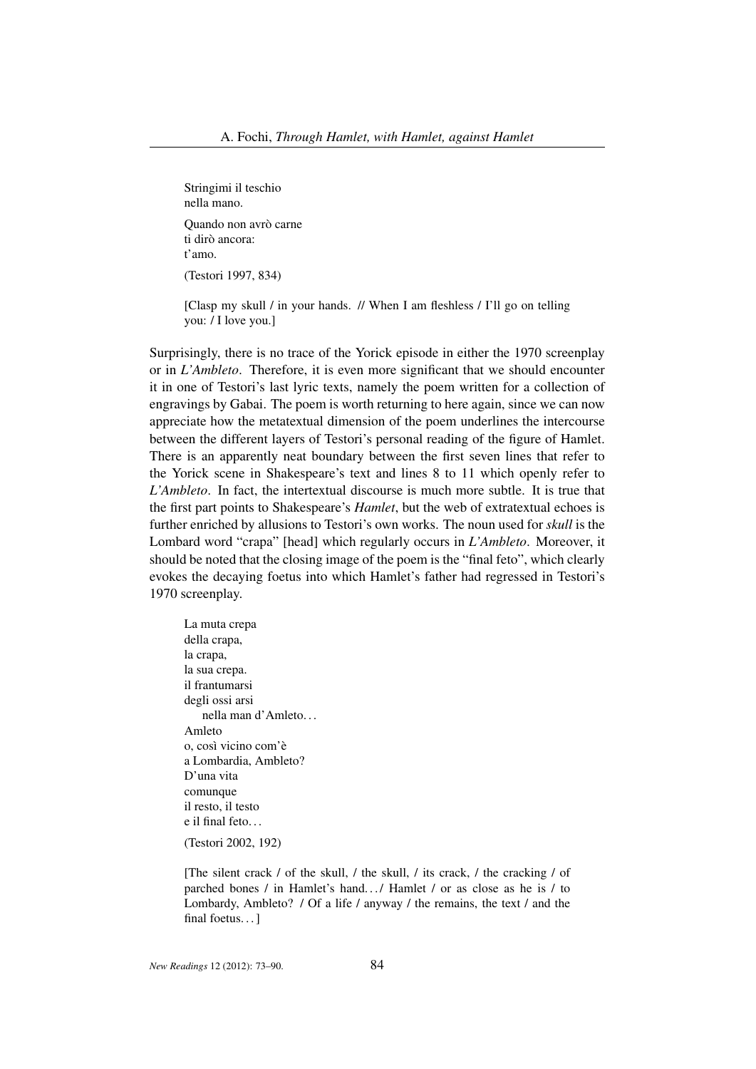> Stringimi il teschio
> nella mano.
>
> Quando non avrò carne
> ti dirò ancora:
> t'amo.
>
> (Testori 1997, 834)
>
> [Clasp my skull / in your hands. // When I am fleshless / I'll go on telling you: / I love you.]

Surprisingly, there is no trace of the Yorick episode in either the 1970 screenplay or in *L'Ambleto*. Therefore, it is even more significant that we should encounter it in one of Testori's last lyric texts, namely the poem written for a collection of engravings by Gabai. The poem is worth returning to here again, since we can now appreciate how the metatextual dimension of the poem underlines the intercourse between the different layers of Testori's personal reading of the figure of Hamlet. There is an apparently neat boundary between the first seven lines that refer to the Yorick scene in Shakespeare's text and lines 8 to 11 which openly refer to *L'Ambleto*. In fact, the intertextual discourse is much more subtle. It is true that the first part points to Shakespeare's *Hamlet*, but the web of extratextual echoes is further enriched by allusions to Testori's own works. The noun used for *skull* is the Lombard word "crapa" [head] which regularly occurs in *L'Ambleto*. Moreover, it should be noted that the closing image of the poem is the "final feto", which clearly evokes the decaying foetus into which Hamlet's father had regressed in Testori's 1970 screenplay.

> La muta crepa
> della crapa,
> la crapa,
> la sua crepa.
> il frantumarsi
> degli ossi arsi
>     nella man d'Amleto. . .
> Amleto
> o, così vicino com'è
> a Lombardia, Ambleto?
> D'una vita
> comunque
> il resto, il testo
> e il final feto. . .
>
> (Testori 2002, 192)
>
> [The silent crack / of the skull, / the skull, / its crack, / the cracking / of parched bones / in Hamlet's hand. . . / Hamlet / or as close as he is / to Lombardy, Ambleto? / Of a life / anyway / the remains, the text / and the final foetus. . . ]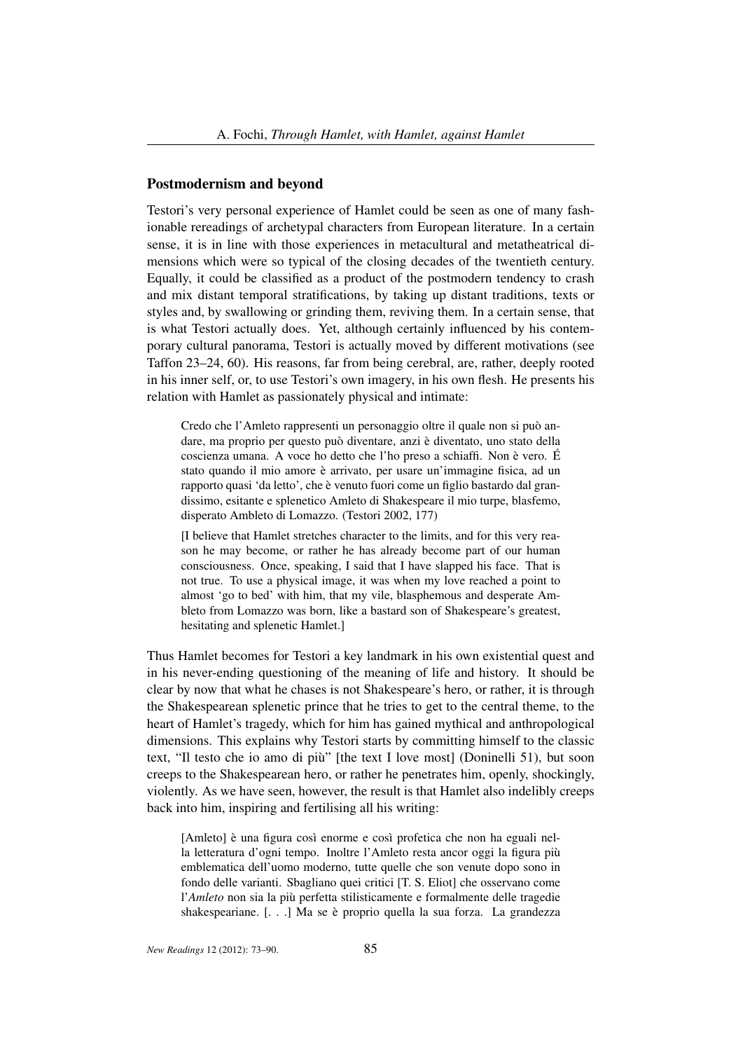## Postmodernism and beyond

Testori's very personal experience of Hamlet could be seen as one of many fashionable rereadings of archetypal characters from European literature. In a certain sense, it is in line with those experiences in metacultural and metatheatrical dimensions which were so typical of the closing decades of the twentieth century. Equally, it could be classified as a product of the postmodern tendency to crash and mix distant temporal stratifications, by taking up distant traditions, texts or styles and, by swallowing or grinding them, reviving them. In a certain sense, that is what Testori actually does. Yet, although certainly influenced by his contemporary cultural panorama, Testori is actually moved by different motivations (see Taffon 23–24, 60). His reasons, far from being cerebral, are, rather, deeply rooted in his inner self, or, to use Testori's own imagery, in his own flesh. He presents his relation with Hamlet as passionately physical and intimate:

> Credo che l'Amleto rappresenti un personaggio oltre il quale non si può andare, ma proprio per questo può diventare, anzi è diventato, uno stato della coscienza umana. A voce ho detto che l'ho preso a schiaffi. Non è vero. É stato quando il mio amore è arrivato, per usare un'immagine fisica, ad un rapporto quasi 'da letto', che è venuto fuori come un figlio bastardo dal grandissimo, esitante e splenetico Amleto di Shakespeare il mio turpe, blasfemo, disperato Ambleto di Lomazzo. (Testori 2002, 177)
>
> [I believe that Hamlet stretches character to the limits, and for this very reason he may become, or rather he has already become part of our human consciousness. Once, speaking, I said that I have slapped his face. That is not true. To use a physical image, it was when my love reached a point to almost 'go to bed' with him, that my vile, blasphemous and desperate Ambleto from Lomazzo was born, like a bastard son of Shakespeare's greatest, hesitating and splenetic Hamlet.]

Thus Hamlet becomes for Testori a key landmark in his own existential quest and in his never-ending questioning of the meaning of life and history. It should be clear by now that what he chases is not Shakespeare's hero, or rather, it is through the Shakespearean splenetic prince that he tries to get to the central theme, to the heart of Hamlet's tragedy, which for him has gained mythical and anthropological dimensions. This explains why Testori starts by committing himself to the classic text, "Il testo che io amo di più" [the text I love most] (Doninelli 51), but soon creeps to the Shakespearean hero, or rather he penetrates him, openly, shockingly, violently. As we have seen, however, the result is that Hamlet also indelibly creeps back into him, inspiring and fertilising all his writing:

> [Amleto] è una figura così enorme e così profetica che non ha eguali nella letteratura d'ogni tempo. Inoltre l'Amleto resta ancor oggi la figura più emblematica dell'uomo moderno, tutte quelle che son venute dopo sono in fondo delle varianti. Sbagliano quei critici [T. S. Eliot] che osservano come l'*Amleto* non sia la più perfetta stilisticamente e formalmente delle tragedie shakespeariane. [. . .] Ma se è proprio quella la sua forza. La grandezza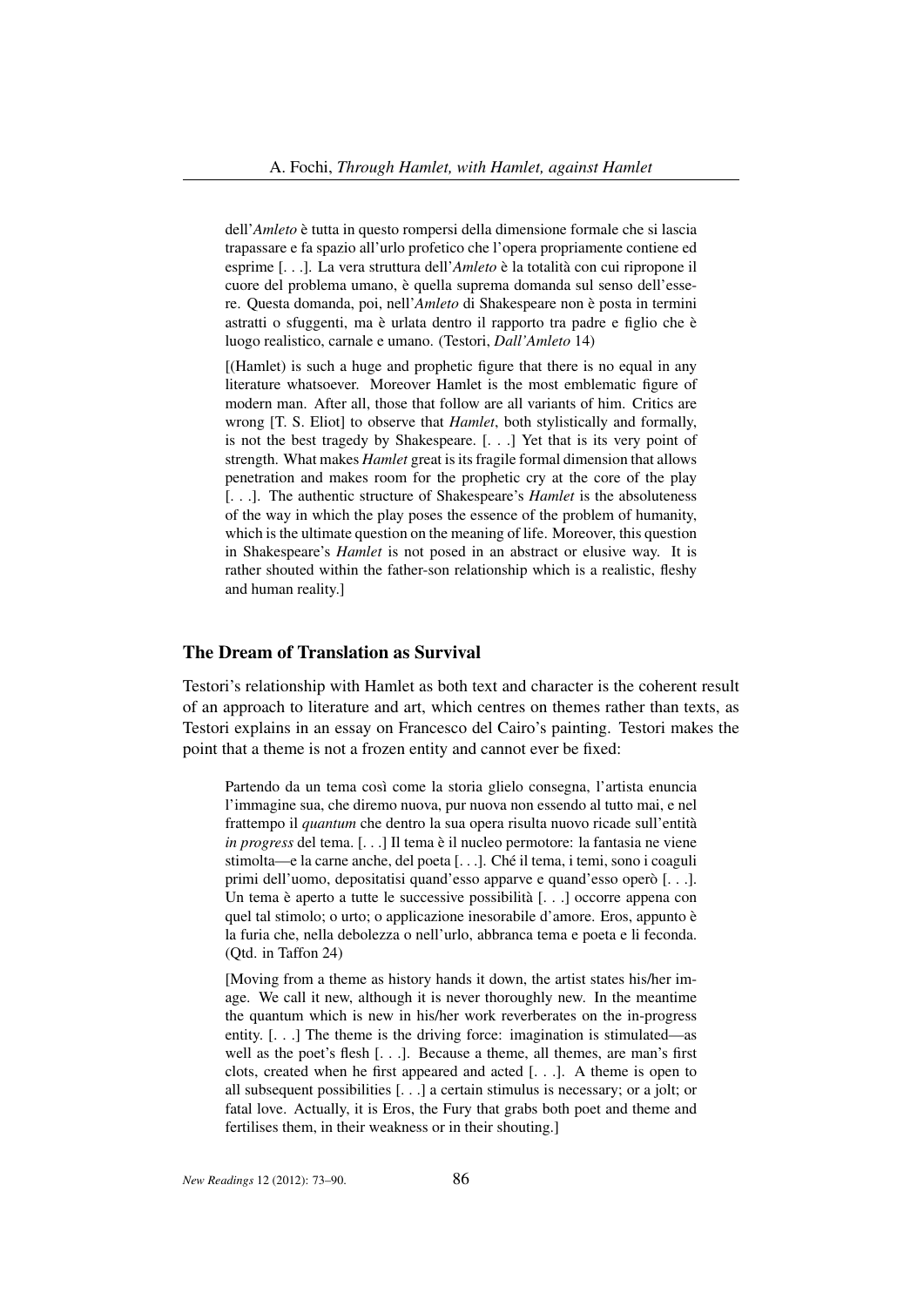dell'*Amleto* è tutta in questo rompersi della dimensione formale che si lascia trapassare e fa spazio all'urlo profetico che l'opera propriamente contiene ed esprime [. . .]. La vera struttura dell'*Amleto* è la totalità con cui ripropone il cuore del problema umano, è quella suprema domanda sul senso dell'essere. Questa domanda, poi, nell'*Amleto* di Shakespeare non è posta in termini astratti o sfuggenti, ma è urlata dentro il rapporto tra padre e figlio che è luogo realistico, carnale e umano. (Testori, *Dall'Amleto* 14)

> [(Hamlet) is such a huge and prophetic figure that there is no equal in any literature whatsoever. Moreover Hamlet is the most emblematic figure of modern man. After all, those that follow are all variants of him. Critics are wrong [T. S. Eliot] to observe that *Hamlet*, both stylistically and formally, is not the best tragedy by Shakespeare. [. . .] Yet that is its very point of strength. What makes *Hamlet* great is its fragile formal dimension that allows penetration and makes room for the prophetic cry at the core of the play [. . .]. The authentic structure of Shakespeare's *Hamlet* is the absoluteness of the way in which the play poses the essence of the problem of humanity, which is the ultimate question on the meaning of life. Moreover, this question in Shakespeare's *Hamlet* is not posed in an abstract or elusive way. It is rather shouted within the father-son relationship which is a realistic, fleshy and human reality.]

## The Dream of Translation as Survival

Testori's relationship with Hamlet as both text and character is the coherent result of an approach to literature and art, which centres on themes rather than texts, as Testori explains in an essay on Francesco del Cairo's painting. Testori makes the point that a theme is not a frozen entity and cannot ever be fixed:

> Partendo da un tema così come la storia glielo consegna, l'artista enuncia l'immagine sua, che diremo nuova, pur nuova non essendo al tutto mai, e nel frattempo il *quantum* che dentro la sua opera risulta nuovo ricade sull'entità *in progress* del tema. [. . .] Il tema è il nucleo permotore: la fantasia ne viene stimolta—e la carne anche, del poeta [. . .]. Ché il tema, i temi, sono i coaguli primi dell'uomo, depositatisi quand'esso apparve e quand'esso operò [. . .]. Un tema è aperto a tutte le successive possibilità [. . .] occorre appena con quel tal stimolo; o urto; o applicazione inesorabile d'amore. Eros, appunto è la furia che, nella debolezza o nell'urlo, abbranca tema e poeta e li feconda. (Qtd. in Taffon 24)

> [Moving from a theme as history hands it down, the artist states his/her image. We call it new, although it is never thoroughly new. In the meantime the quantum which is new in his/her work reverberates on the in-progress entity. [. . .] The theme is the driving force: imagination is stimulated—as well as the poet's flesh [. . .]. Because a theme, all themes, are man's first clots, created when he first appeared and acted [. . .]. A theme is open to all subsequent possibilities [. . .] a certain stimulus is necessary; or a jolt; or fatal love. Actually, it is Eros, the Fury that grabs both poet and theme and fertilises them, in their weakness or in their shouting.]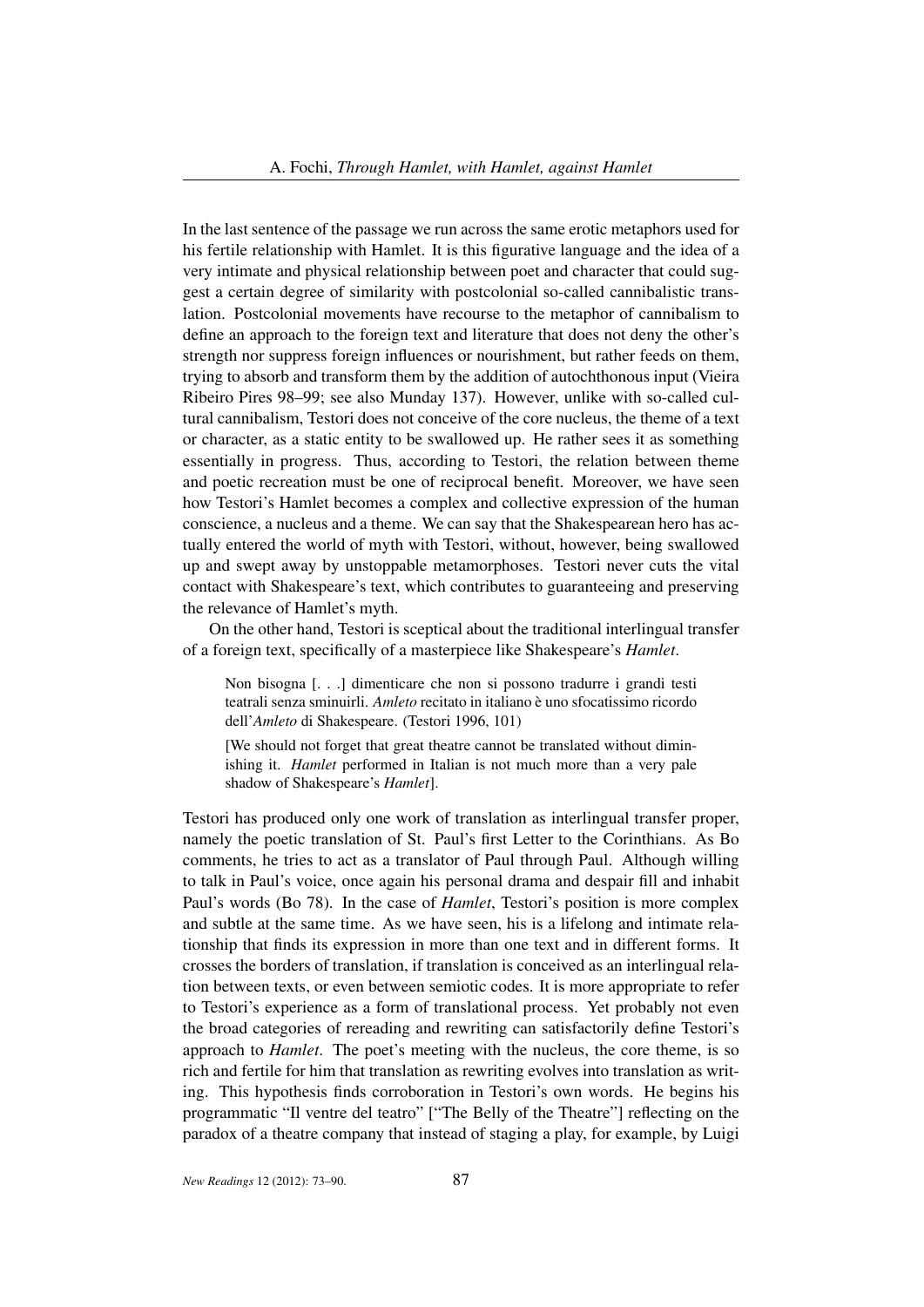In the last sentence of the passage we run across the same erotic metaphors used for his fertile relationship with Hamlet. It is this figurative language and the idea of a very intimate and physical relationship between poet and character that could suggest a certain degree of similarity with postcolonial so-called cannibalistic translation. Postcolonial movements have recourse to the metaphor of cannibalism to define an approach to the foreign text and literature that does not deny the other's strength nor suppress foreign influences or nourishment, but rather feeds on them, trying to absorb and transform them by the addition of autochthonous input (Vieira Ribeiro Pires 98–99; see also Munday 137). However, unlike with so-called cultural cannibalism, Testori does not conceive of the core nucleus, the theme of a text or character, as a static entity to be swallowed up. He rather sees it as something essentially in progress. Thus, according to Testori, the relation between theme and poetic recreation must be one of reciprocal benefit. Moreover, we have seen how Testori's Hamlet becomes a complex and collective expression of the human conscience, a nucleus and a theme. We can say that the Shakespearean hero has actually entered the world of myth with Testori, without, however, being swallowed up and swept away by unstoppable metamorphoses. Testori never cuts the vital contact with Shakespeare's text, which contributes to guaranteeing and preserving the relevance of Hamlet's myth.

On the other hand, Testori is sceptical about the traditional interlingual transfer of a foreign text, specifically of a masterpiece like Shakespeare's *Hamlet*.

> Non bisogna [. . .] dimenticare che non si possono tradurre i grandi testi teatrali senza sminuirli. *Amleto* recitato in italiano è uno sfocatissimo ricordo dell'*Amleto* di Shakespeare. (Testori 1996, 101)
>
> [We should not forget that great theatre cannot be translated without diminishing it. *Hamlet* performed in Italian is not much more than a very pale shadow of Shakespeare's *Hamlet*].

Testori has produced only one work of translation as interlingual transfer proper, namely the poetic translation of St. Paul's first Letter to the Corinthians. As Bo comments, he tries to act as a translator of Paul through Paul. Although willing to talk in Paul's voice, once again his personal drama and despair fill and inhabit Paul's words (Bo 78). In the case of *Hamlet*, Testori's position is more complex and subtle at the same time. As we have seen, his is a lifelong and intimate relationship that finds its expression in more than one text and in different forms. It crosses the borders of translation, if translation is conceived as an interlingual relation between texts, or even between semiotic codes. It is more appropriate to refer to Testori's experience as a form of translational process. Yet probably not even the broad categories of rereading and rewriting can satisfactorily define Testori's approach to *Hamlet*. The poet's meeting with the nucleus, the core theme, is so rich and fertile for him that translation as rewriting evolves into translation as writing. This hypothesis finds corroboration in Testori's own words. He begins his programmatic "Il ventre del teatro" ["The Belly of the Theatre"] reflecting on the paradox of a theatre company that instead of staging a play, for example, by Luigi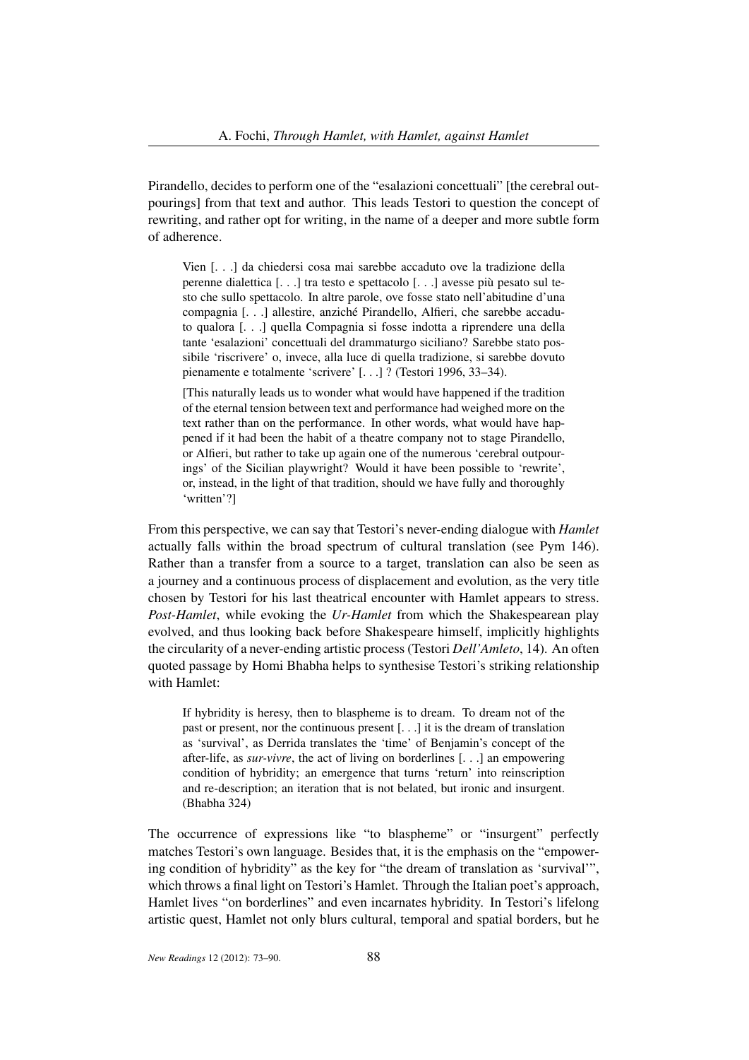Pirandello, decides to perform one of the "esalazioni concettuali" [the cerebral outpourings] from that text and author. This leads Testori to question the concept of rewriting, and rather opt for writing, in the name of a deeper and more subtle form of adherence.

> Vien [. . .] da chiedersi cosa mai sarebbe accaduto ove la tradizione della perenne dialettica [. . .] tra testo e spettacolo [. . .] avesse più pesato sul testo che sullo spettacolo. In altre parole, ove fosse stato nell'abitudine d'una compagnia [. . .] allestire, anziché Pirandello, Alfieri, che sarebbe accaduto qualora [. . .] quella Compagnia si fosse indotta a riprendere una della tante 'esalazioni' concettuali del drammaturgo siciliano? Sarebbe stato possibile 'riscrivere' o, invece, alla luce di quella tradizione, si sarebbe dovuto pienamente e totalmente 'scrivere' [. . .] ? (Testori 1996, 33–34).
>
> [This naturally leads us to wonder what would have happened if the tradition of the eternal tension between text and performance had weighed more on the text rather than on the performance. In other words, what would have happened if it had been the habit of a theatre company not to stage Pirandello, or Alfieri, but rather to take up again one of the numerous 'cerebral outpourings' of the Sicilian playwright? Would it have been possible to 'rewrite', or, instead, in the light of that tradition, should we have fully and thoroughly 'written'?]

From this perspective, we can say that Testori's never-ending dialogue with *Hamlet* actually falls within the broad spectrum of cultural translation (see Pym 146). Rather than a transfer from a source to a target, translation can also be seen as a journey and a continuous process of displacement and evolution, as the very title chosen by Testori for his last theatrical encounter with Hamlet appears to stress. *Post-Hamlet*, while evoking the *Ur-Hamlet* from which the Shakespearean play evolved, and thus looking back before Shakespeare himself, implicitly highlights the circularity of a never-ending artistic process (Testori *Dell'Amleto*, 14). An often quoted passage by Homi Bhabha helps to synthesise Testori's striking relationship with Hamlet:

> If hybridity is heresy, then to blaspheme is to dream. To dream not of the past or present, nor the continuous present [. . .] it is the dream of translation as 'survival', as Derrida translates the 'time' of Benjamin's concept of the after-life, as *sur-vivre*, the act of living on borderlines [. . .] an empowering condition of hybridity; an emergence that turns 'return' into reinscription and re-description; an iteration that is not belated, but ironic and insurgent. (Bhabha 324)

The occurrence of expressions like "to blaspheme" or "insurgent" perfectly matches Testori's own language. Besides that, it is the emphasis on the "empowering condition of hybridity" as the key for "the dream of translation as 'survival'", which throws a final light on Testori's Hamlet. Through the Italian poet's approach, Hamlet lives "on borderlines" and even incarnates hybridity. In Testori's lifelong artistic quest, Hamlet not only blurs cultural, temporal and spatial borders, but he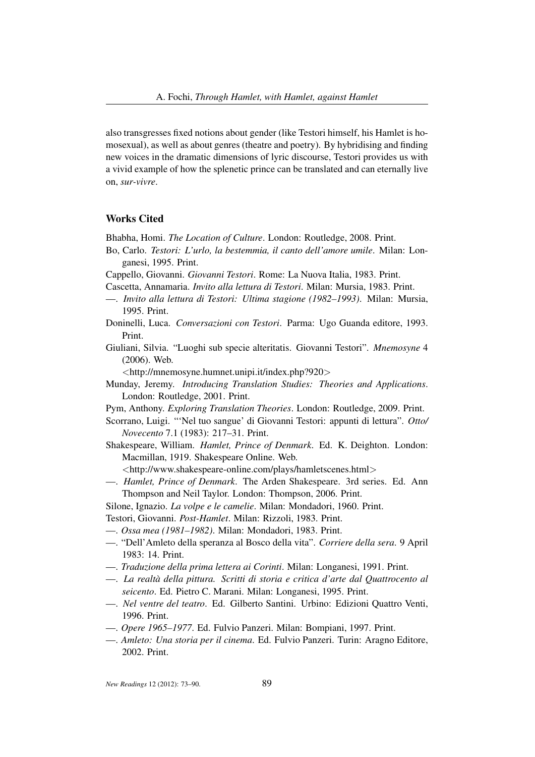also transgresses fixed notions about gender (like Testori himself, his Hamlet is homosexual), as well as about genres (theatre and poetry). By hybridising and finding new voices in the dramatic dimensions of lyric discourse, Testori provides us with a vivid example of how the splenetic prince can be translated and can eternally live on, *sur-vivre*.

## Works Cited

Bhabha, Homi. *The Location of Culture*. London: Routledge, 2008. Print.

Bo, Carlo. *Testori: L'urlo, la bestemmia, il canto dell'amore umile*. Milan: Longanesi, 1995. Print.

Cappello, Giovanni. *Giovanni Testori*. Rome: La Nuova Italia, 1983. Print.

Cascetta, Annamaria. *Invito alla lettura di Testori*. Milan: Mursia, 1983. Print.

—. *Invito alla lettura di Testori: Ultima stagione (1982–1993)*. Milan: Mursia, 1995. Print.

Doninelli, Luca. *Conversazioni con Testori*. Parma: Ugo Guanda editore, 1993. Print.

Giuliani, Silvia. "Luoghi sub specie alteritatis. Giovanni Testori". *Mnemosyne* 4 (2006). Web. <http://mnemosyne.humnet.unipi.it/index.php?920>

Munday, Jeremy. *Introducing Translation Studies: Theories and Applications*. London: Routledge, 2001. Print.

Pym, Anthony. *Exploring Translation Theories*. London: Routledge, 2009. Print.

Scorrano, Luigi. "'Nel tuo sangue' di Giovanni Testori: appunti di lettura". *Otto/Novecento* 7.1 (1983): 217–31. Print.

Shakespeare, William. *Hamlet, Prince of Denmark*. Ed. K. Deighton. London: Macmillan, 1919. Shakespeare Online. Web. <http://www.shakespeare-online.com/plays/hamletscenes.html>

—. *Hamlet, Prince of Denmark*. The Arden Shakespeare. 3rd series. Ed. Ann Thompson and Neil Taylor. London: Thompson, 2006. Print.

Silone, Ignazio. *La volpe e le camelie*. Milan: Mondadori, 1960. Print.

Testori, Giovanni. *Post-Hamlet*. Milan: Rizzoli, 1983. Print.

—. *Ossa mea (1981–1982)*. Milan: Mondadori, 1983. Print.

—. "Dell'Amleto della speranza al Bosco della vita". *Corriere della sera*. 9 April 1983: 14. Print.

—. *Traduzione della prima lettera ai Corinti*. Milan: Longanesi, 1991. Print.

—. *La realtà della pittura. Scritti di storia e critica d'arte dal Quattrocento al seicento*. Ed. Pietro C. Marani. Milan: Longanesi, 1995. Print.

—. *Nel ventre del teatro*. Ed. Gilberto Santini. Urbino: Edizioni Quattro Venti, 1996. Print.

—. *Opere 1965–1977*. Ed. Fulvio Panzeri. Milan: Bompiani, 1997. Print.

—. *Amleto: Una storia per il cinema*. Ed. Fulvio Panzeri. Turin: Aragno Editore, 2002. Print.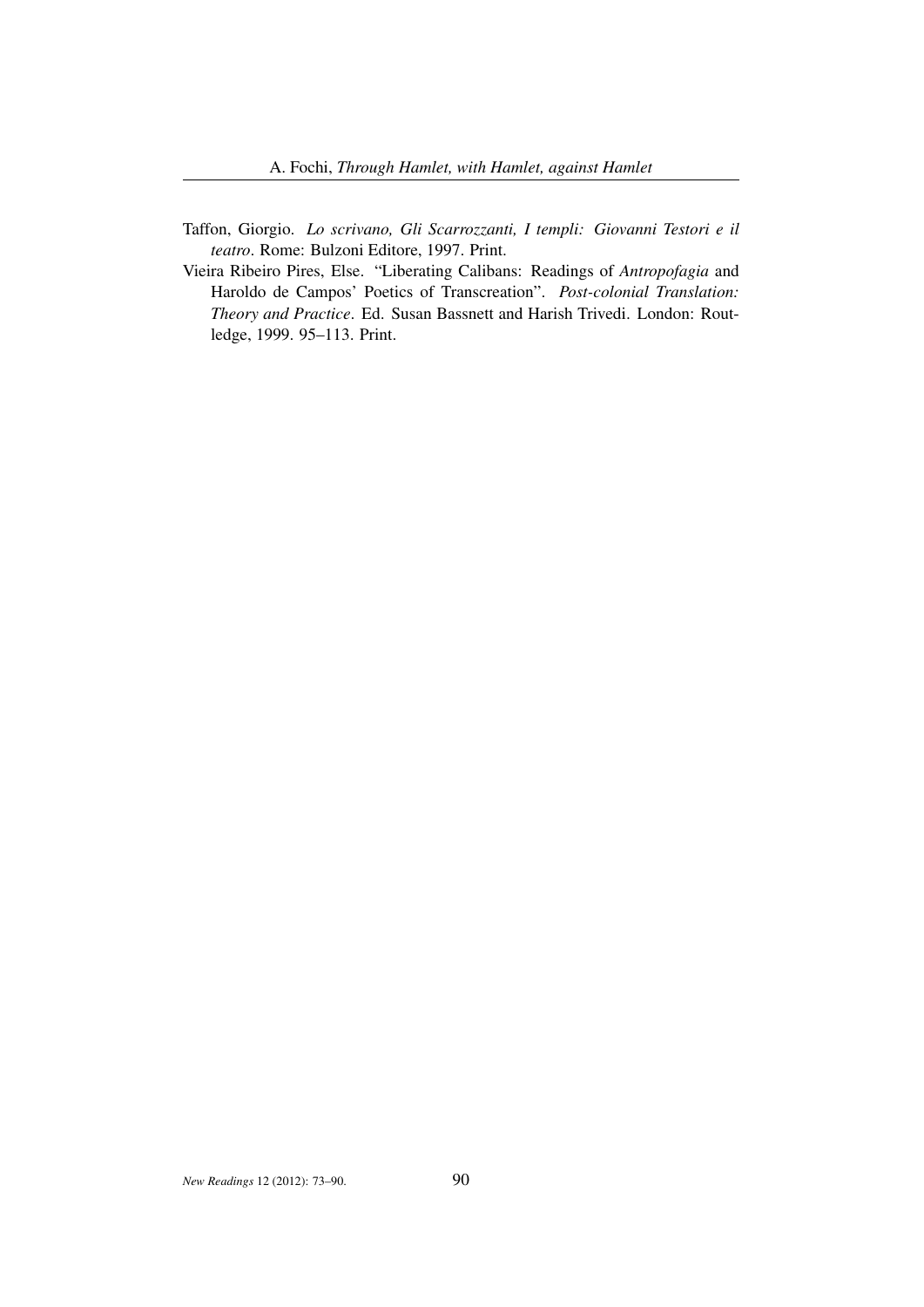Taffon, Giorgio. *Lo scrivano, Gli Scarrozzanti, I templi: Giovanni Testori e il teatro*. Rome: Bulzoni Editore, 1997. Print.

Vieira Ribeiro Pires, Else. "Liberating Calibans: Readings of *Antropofagia* and Haroldo de Campos' Poetics of Transcreation". *Post-colonial Translation: Theory and Practice*. Ed. Susan Bassnett and Harish Trivedi. London: Routledge, 1999. 95–113. Print.